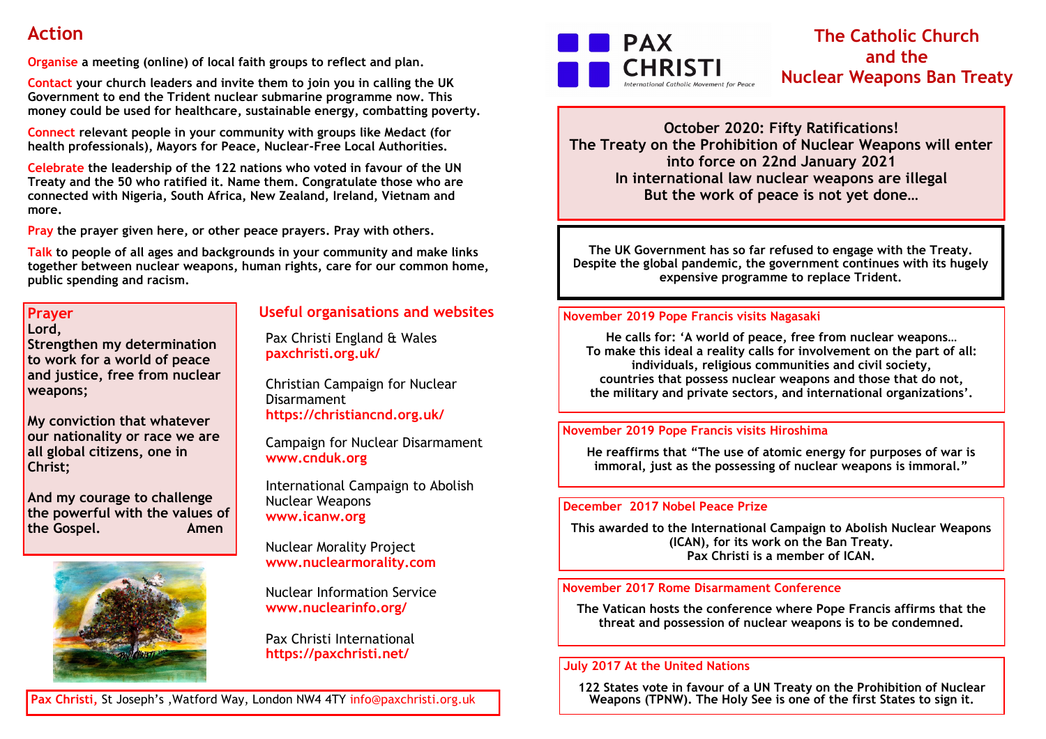# Action

**Organise a meeting (online) of local faith groups to reflect and plan.**

**Contact your church leaders and invite them to join you in calling the UK Government to end the Trident nuclear submarine programme now. This money could be used for healthcare, sustainable energy, combatting poverty.**

**Connect relevant people in your community with groups like Medact (for health professionals), Mayors for Peace, Nuclear-Free Local Authorities.**

**Celebrate the leadership of the 122 nations who voted in favour of the UN Treaty and the 50 who ratified it. Name them. Congratulate those who are connected with Nigeria, South Africa, New Zealand, Ireland, Vietnam and more.**

**Pray the prayer given here, or other peace prayers. Pray with others.**

**Talk to people of all ages and backgrounds in your community and make links together between nuclear weapons, human rights, care for our common home, public spending and racism.**

## Prayer

**Lord,**
**Strengthen my determination to work for a world of peace and justice, free from nuclear weapons;**

**My conviction that whatever our nationality or race we are all global citizens, one in Christ;**

**And my courage to challenge the powerful with the values of the Gospel. Amen**

## Useful organisations and websites

Pax Christi England & Wales
paxchristi.org.uk/

Christian Campaign for Nuclear Disarmament
https://christiancnd.org.uk/

Campaign for Nuclear Disarmament
www.cnduk.org

International Campaign to Abolish Nuclear Weapons
www.icanw.org

Nuclear Morality Project
www.nuclearmorality.com

Nuclear Information Service
www.nuclearinfo.org/

Pax Christi International
https://paxchristi.net/

**Pax Christi,** St Joseph's ,Watford Way, London NW4 4TY info@paxchristi.org.uk

PAX CHRISTI
International Catholic Movement for Peace

# The Catholic Church and the Nuclear Weapons Ban Treaty

**October 2020: Fifty Ratifications!**
**The Treaty on the Prohibition of Nuclear Weapons will enter into force on 22nd January 2021**
**In international law nuclear weapons are illegal**
**But the work of peace is not yet done…**

**The UK Government has so far refused to engage with the Treaty. Despite the global pandemic, the government continues with its hugely expensive programme to replace Trident.**

### November 2019 Pope Francis visits Nagasaki

**He calls for: 'A world of peace, free from nuclear weapons… To make this ideal a reality calls for involvement on the part of all: individuals, religious communities and civil society, countries that possess nuclear weapons and those that do not, the military and private sectors, and international organizations'.**

### November 2019 Pope Francis visits Hiroshima

**He reaffirms that "The use of atomic energy for purposes of war is immoral, just as the possessing of nuclear weapons is immoral."**

### December 2017 Nobel Peace Prize

**This awarded to the International Campaign to Abolish Nuclear Weapons (ICAN), for its work on the Ban Treaty. Pax Christi is a member of ICAN.**

### November 2017 Rome Disarmament Conference

**The Vatican hosts the conference where Pope Francis affirms that the threat and possession of nuclear weapons is to be condemned.**

### July 2017 At the United Nations

**122 States vote in favour of a UN Treaty on the Prohibition of Nuclear Weapons (TPNW). The Holy See is one of the first States to sign it.**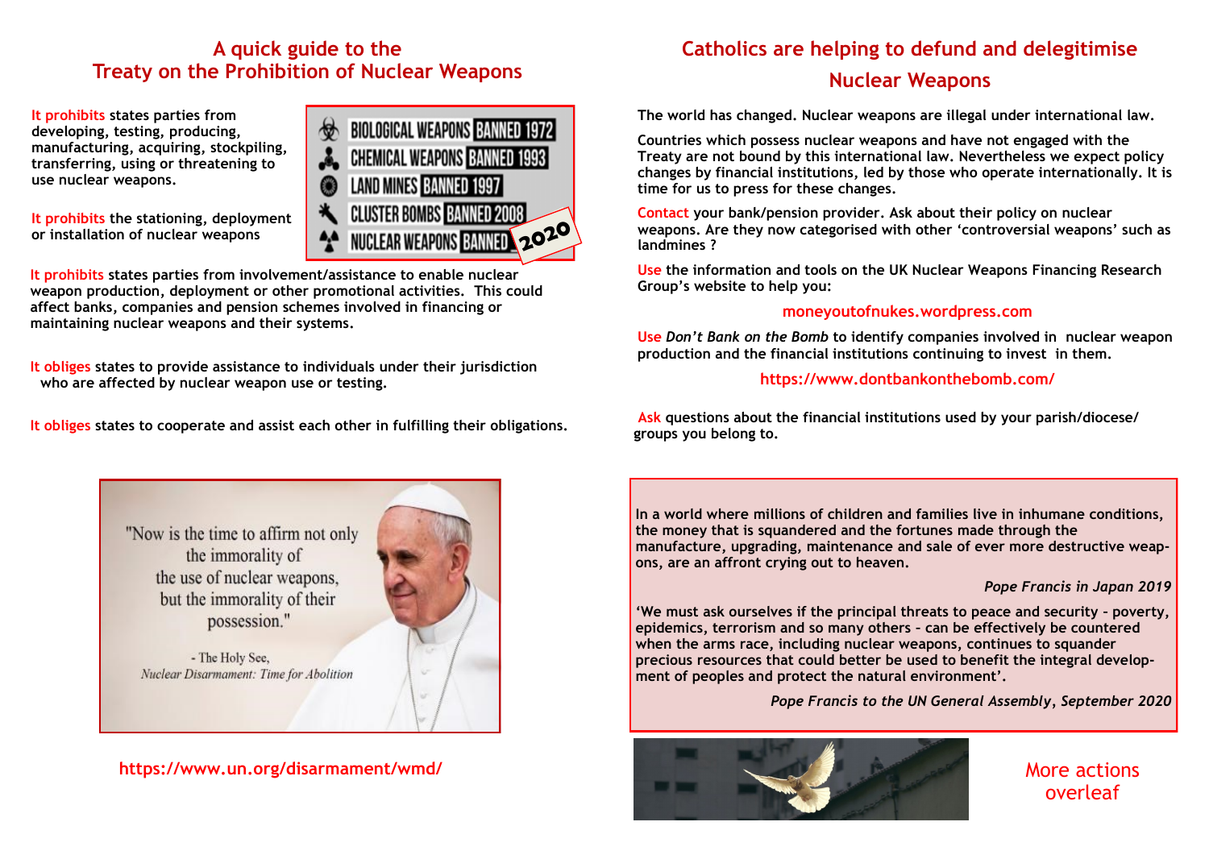## A quick guide to the Treaty on the Prohibition of Nuclear Weapons

**It prohibits** states parties from developing, testing, producing, manufacturing, acquiring, stockpiling, transferring, using or threatening to use nuclear weapons.

**It prohibits** the stationing, deployment or installation of nuclear weapons

BIOLOGICAL WEAPONS BANNED 1972
CHEMICAL WEAPONS BANNED 1993
LAND MINES BANNED 1997
CLUSTER BOMBS BANNED 2008
NUCLEAR WEAPONS BANNED 2020

**It prohibits** states parties from involvement/assistance to enable nuclear weapon production, deployment or other promotional activities. This could affect banks, companies and pension schemes involved in financing or maintaining nuclear weapons and their systems.

**It obliges** states to provide assistance to individuals under their jurisdiction who are affected by nuclear weapon use or testing.

**It obliges** states to cooperate and assist each other in fulfilling their obligations.

"Now is the time to affirm not only the immorality of the use of nuclear weapons, but the immorality of their possession."

- The Holy See, *Nuclear Disarmament: Time for Abolition*

https://www.un.org/disarmament/wmd/

## Catholics are helping to defund and delegitimise Nuclear Weapons

**The world has changed. Nuclear weapons are illegal under international law.**

**Countries which possess nuclear weapons and have not engaged with the Treaty are not bound by this international law. Nevertheless we expect policy changes by financial institutions, led by those who operate internationally. It is time for us to press for these changes.**

**Contact** your bank/pension provider. Ask about their policy on nuclear weapons. Are they now categorised with other 'controversial weapons' such as landmines ?

**Use** the information and tools on the UK Nuclear Weapons Financing Research Group's website to help you:

moneyoutofnukes.wordpress.com

**Use** *Don't Bank on the Bomb* to identify companies involved in nuclear weapon production and the financial institutions continuing to invest in them.

https://www.dontbankonthebomb.com/

**Ask** questions about the financial institutions used by your parish/diocese/ groups you belong to.

**In a world where millions of children and families live in inhumane conditions, the money that is squandered and the fortunes made through the manufacture, upgrading, maintenance and sale of ever more destructive weapons, are an affront crying out to heaven.**

*Pope Francis in Japan 2019*

**'We must ask ourselves if the principal threats to peace and security – poverty, epidemics, terrorism and so many others – can be effectively be countered when the arms race, including nuclear weapons, continues to squander precious resources that could better be used to benefit the integral development of peoples and protect the natural environment'.**

*Pope Francis to the UN General Assembly, September 2020*

More actions overleaf